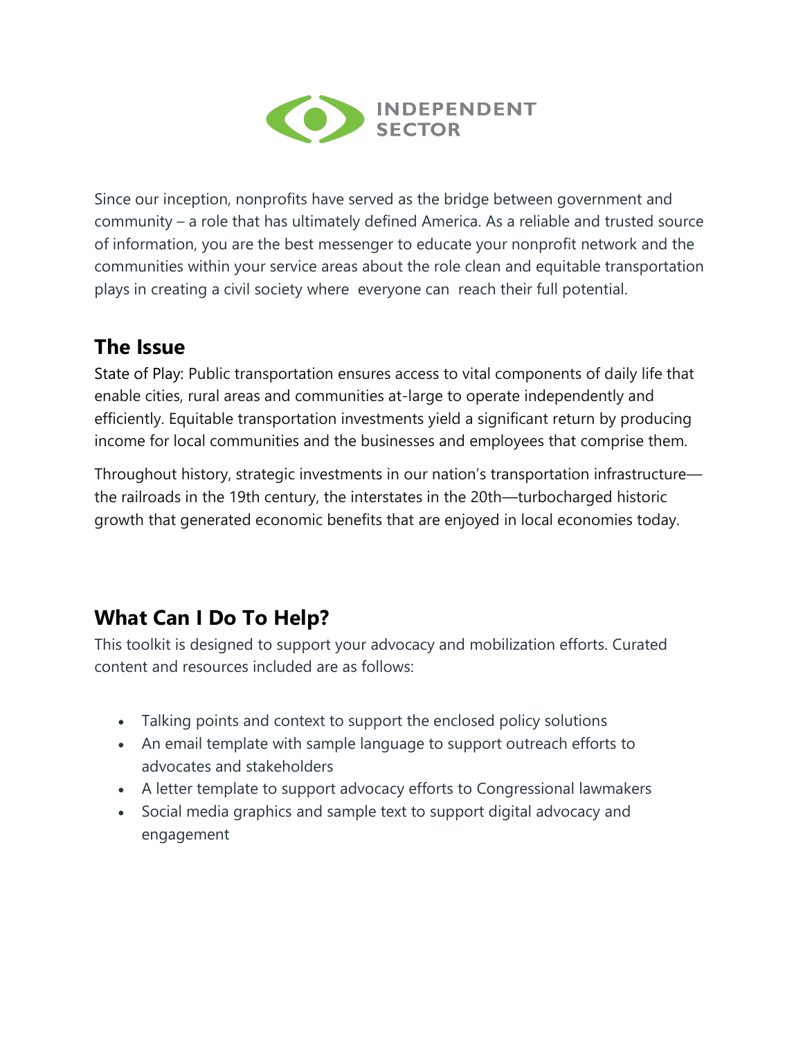INDEPENDENT SECTOR

Since our inception, nonprofits have served as the bridge between government and community – a role that has ultimately defined America. As a reliable and trusted source of information, you are the best messenger to educate your nonprofit network and the communities within your service areas about the role clean and equitable transportation plays in creating a civil society where everyone can reach their full potential.

## The Issue

State of Play: Public transportation ensures access to vital components of daily life that enable cities, rural areas and communities at-large to operate independently and efficiently. Equitable transportation investments yield a significant return by producing income for local communities and the businesses and employees that comprise them.

Throughout history, strategic investments in our nation's transportation infrastructure—the railroads in the 19th century, the interstates in the 20th—turbocharged historic growth that generated economic benefits that are enjoyed in local economies today.

## What Can I Do To Help?

This toolkit is designed to support your advocacy and mobilization efforts. Curated content and resources included are as follows:

- Talking points and context to support the enclosed policy solutions
- An email template with sample language to support outreach efforts to advocates and stakeholders
- A letter template to support advocacy efforts to Congressional lawmakers
- Social media graphics and sample text to support digital advocacy and engagement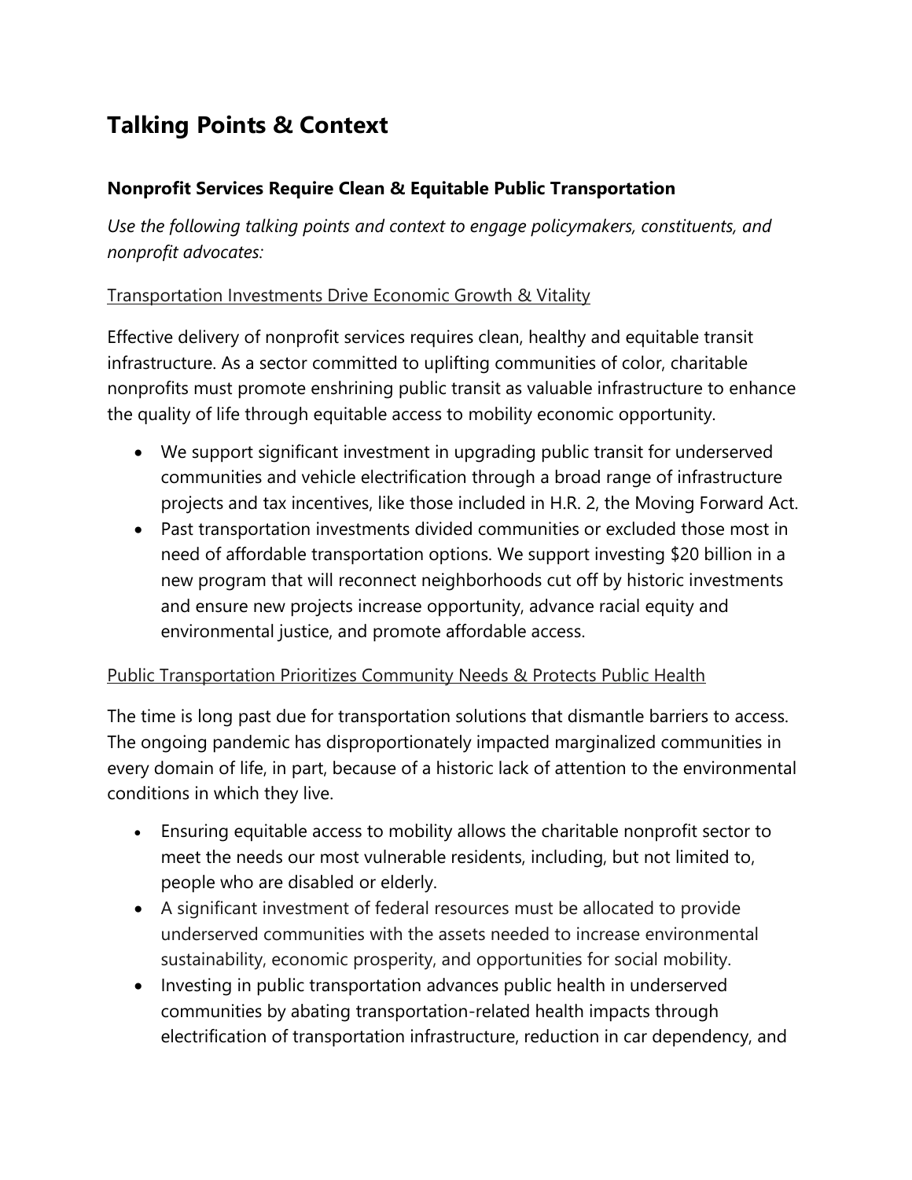# Talking Points & Context

### Nonprofit Services Require Clean & Equitable Public Transportation

*Use the following talking points and context to engage policymakers, constituents, and nonprofit advocates:*

<u>Transportation Investments Drive Economic Growth & Vitality</u>

Effective delivery of nonprofit services requires clean, healthy and equitable transit infrastructure. As a sector committed to uplifting communities of color, charitable nonprofits must promote enshrining public transit as valuable infrastructure to enhance the quality of life through equitable access to mobility economic opportunity.

- We support significant investment in upgrading public transit for underserved communities and vehicle electrification through a broad range of infrastructure projects and tax incentives, like those included in H.R. 2, the Moving Forward Act.
- Past transportation investments divided communities or excluded those most in need of affordable transportation options. We support investing $20 billion in a new program that will reconnect neighborhoods cut off by historic investments and ensure new projects increase opportunity, advance racial equity and environmental justice, and promote affordable access.

<u>Public Transportation Prioritizes Community Needs & Protects Public Health</u>

The time is long past due for transportation solutions that dismantle barriers to access. The ongoing pandemic has disproportionately impacted marginalized communities in every domain of life, in part, because of a historic lack of attention to the environmental conditions in which they live.

- Ensuring equitable access to mobility allows the charitable nonprofit sector to meet the needs our most vulnerable residents, including, but not limited to, people who are disabled or elderly.
- A significant investment of federal resources must be allocated to provide underserved communities with the assets needed to increase environmental sustainability, economic prosperity, and opportunities for social mobility.
- Investing in public transportation advances public health in underserved communities by abating transportation-related health impacts through electrification of transportation infrastructure, reduction in car dependency, and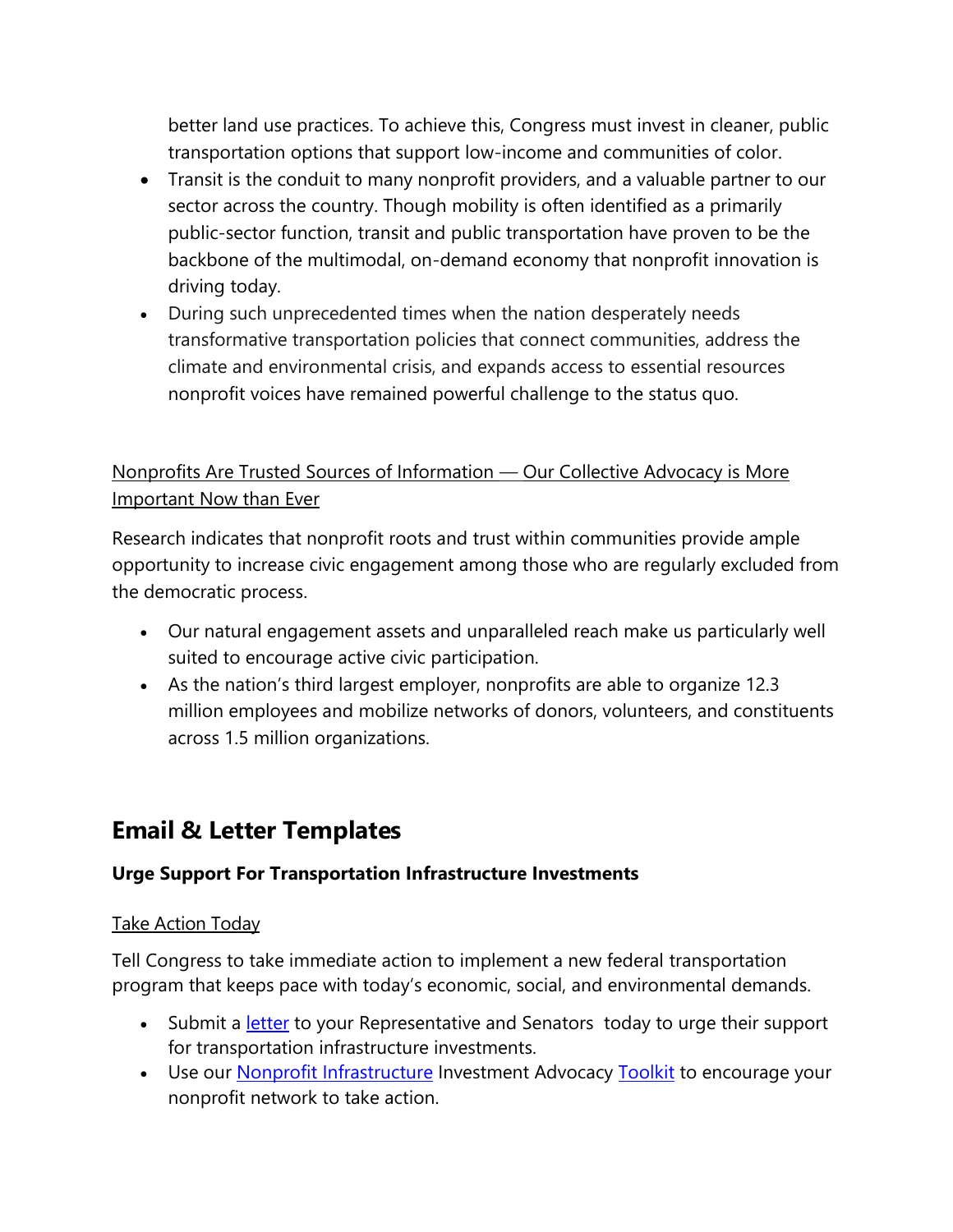better land use practices. To achieve this, Congress must invest in cleaner, public transportation options that support low-income and communities of color.

- Transit is the conduit to many nonprofit providers, and a valuable partner to our sector across the country. Though mobility is often identified as a primarily public-sector function, transit and public transportation have proven to be the backbone of the multimodal, on-demand economy that nonprofit innovation is driving today.
- During such unprecedented times when the nation desperately needs transformative transportation policies that connect communities, address the climate and environmental crisis, and expands access to essential resources nonprofit voices have remained powerful challenge to the status quo.

Nonprofits Are Trusted Sources of Information — Our Collective Advocacy is More Important Now than Ever

Research indicates that nonprofit roots and trust within communities provide ample opportunity to increase civic engagement among those who are regularly excluded from the democratic process.

- Our natural engagement assets and unparalleled reach make us particularly well suited to encourage active civic participation.
- As the nation's third largest employer, nonprofits are able to organize 12.3 million employees and mobilize networks of donors, volunteers, and constituents across 1.5 million organizations.

## Email & Letter Templates

**Urge Support For Transportation Infrastructure Investments**

Take Action Today

Tell Congress to take immediate action to implement a new federal transportation program that keeps pace with today's economic, social, and environmental demands.

- Submit a letter to your Representative and Senators today to urge their support for transportation infrastructure investments.
- Use our Nonprofit Infrastructure Investment Advocacy Toolkit to encourage your nonprofit network to take action.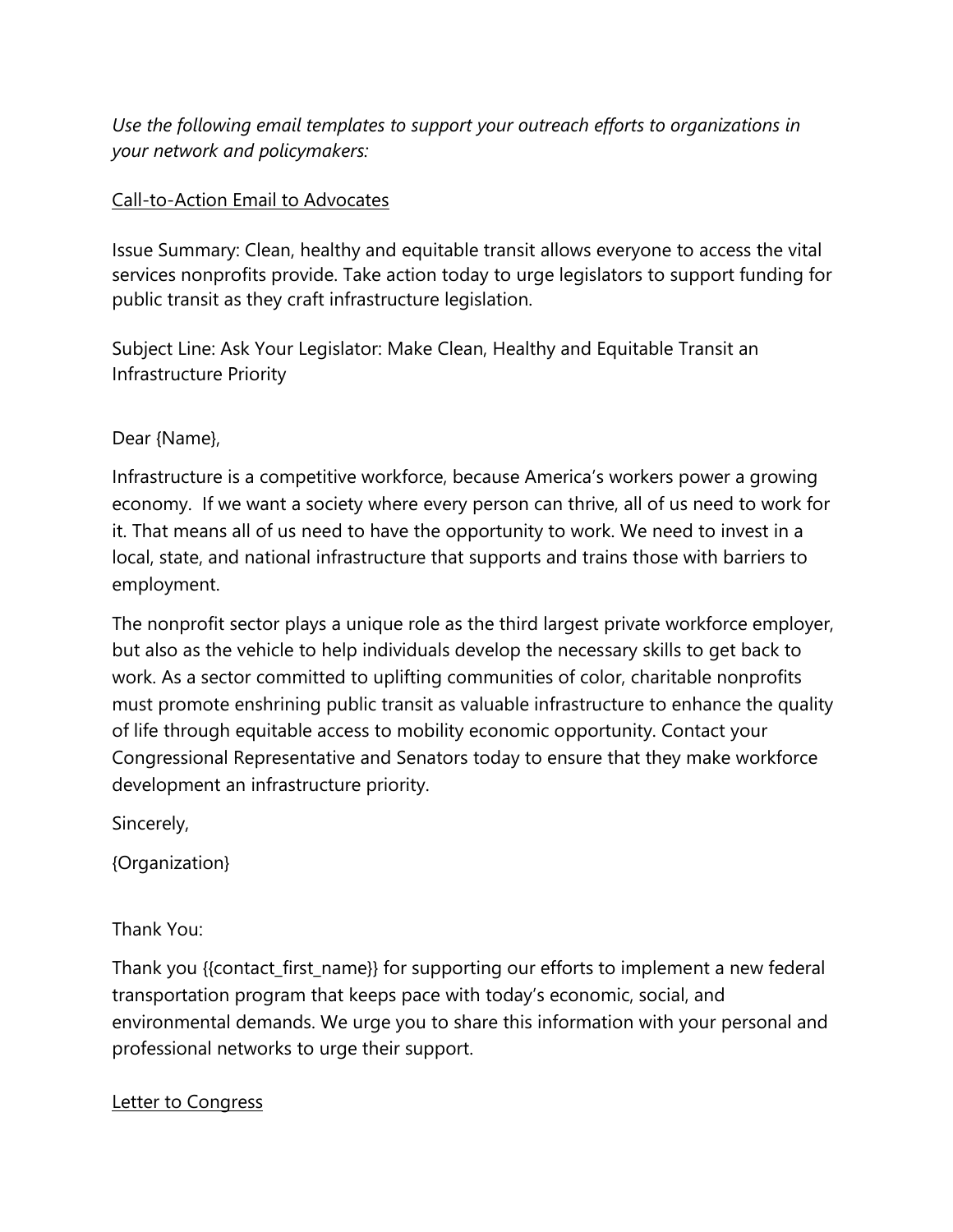*Use the following email templates to support your outreach efforts to organizations in your network and policymakers:*

Call-to-Action Email to Advocates

Issue Summary: Clean, healthy and equitable transit allows everyone to access the vital services nonprofits provide. Take action today to urge legislators to support funding for public transit as they craft infrastructure legislation.

Subject Line: Ask Your Legislator: Make Clean, Healthy and Equitable Transit an Infrastructure Priority

Dear {Name},

Infrastructure is a competitive workforce, because America's workers power a growing economy. If we want a society where every person can thrive, all of us need to work for it. That means all of us need to have the opportunity to work. We need to invest in a local, state, and national infrastructure that supports and trains those with barriers to employment.

The nonprofit sector plays a unique role as the third largest private workforce employer, but also as the vehicle to help individuals develop the necessary skills to get back to work. As a sector committed to uplifting communities of color, charitable nonprofits must promote enshrining public transit as valuable infrastructure to enhance the quality of life through equitable access to mobility economic opportunity. Contact your Congressional Representative and Senators today to ensure that they make workforce development an infrastructure priority.

Sincerely,

{Organization}

Thank You:

Thank you {{contact_first_name}} for supporting our efforts to implement a new federal transportation program that keeps pace with today's economic, social, and environmental demands. We urge you to share this information with your personal and professional networks to urge their support.

Letter to Congress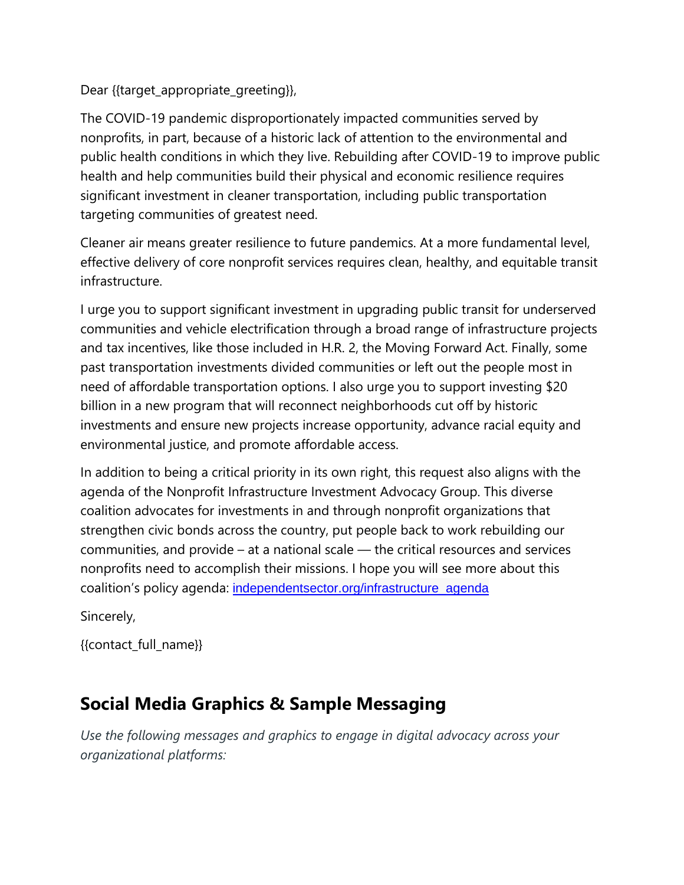Dear {{target_appropriate_greeting}},

The COVID-19 pandemic disproportionately impacted communities served by nonprofits, in part, because of a historic lack of attention to the environmental and public health conditions in which they live. Rebuilding after COVID-19 to improve public health and help communities build their physical and economic resilience requires significant investment in cleaner transportation, including public transportation targeting communities of greatest need.

Cleaner air means greater resilience to future pandemics. At a more fundamental level, effective delivery of core nonprofit services requires clean, healthy, and equitable transit infrastructure.

I urge you to support significant investment in upgrading public transit for underserved communities and vehicle electrification through a broad range of infrastructure projects and tax incentives, like those included in H.R. 2, the Moving Forward Act. Finally, some past transportation investments divided communities or left out the people most in need of affordable transportation options. I also urge you to support investing $20 billion in a new program that will reconnect neighborhoods cut off by historic investments and ensure new projects increase opportunity, advance racial equity and environmental justice, and promote affordable access.

In addition to being a critical priority in its own right, this request also aligns with the agenda of the Nonprofit Infrastructure Investment Advocacy Group. This diverse coalition advocates for investments in and through nonprofit organizations that strengthen civic bonds across the country, put people back to work rebuilding our communities, and provide – at a national scale — the critical resources and services nonprofits need to accomplish their missions. I hope you will see more about this coalition's policy agenda: independentsector.org/infrastructure_agenda

Sincerely,

{{contact_full_name}}

## Social Media Graphics & Sample Messaging

*Use the following messages and graphics to engage in digital advocacy across your organizational platforms:*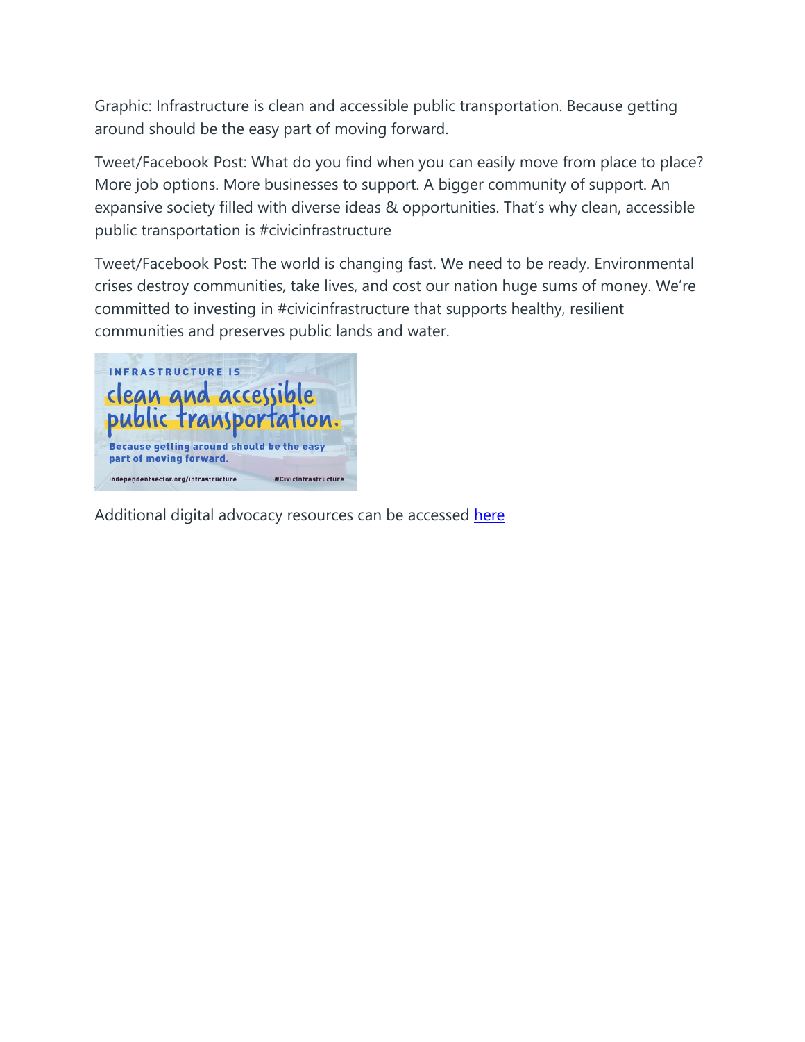Graphic: Infrastructure is clean and accessible public transportation. Because getting around should be the easy part of moving forward.

Tweet/Facebook Post: What do you find when you can easily move from place to place? More job options. More businesses to support. A bigger community of support. An expansive society filled with diverse ideas & opportunities. That's why clean, accessible public transportation is #civicinfrastructure

Tweet/Facebook Post: The world is changing fast. We need to be ready. Environmental crises destroy communities, take lives, and cost our nation huge sums of money. We're committed to investing in #civicinfrastructure that supports healthy, resilient communities and preserves public lands and water.

INFRASTRUCTURE IS
clean and accessible public transportation.
Because getting around should be the easy part of moving forward.
independentsector.org/infrastructure
#CivicInfrastructure

Additional digital advocacy resources can be accessed [here]